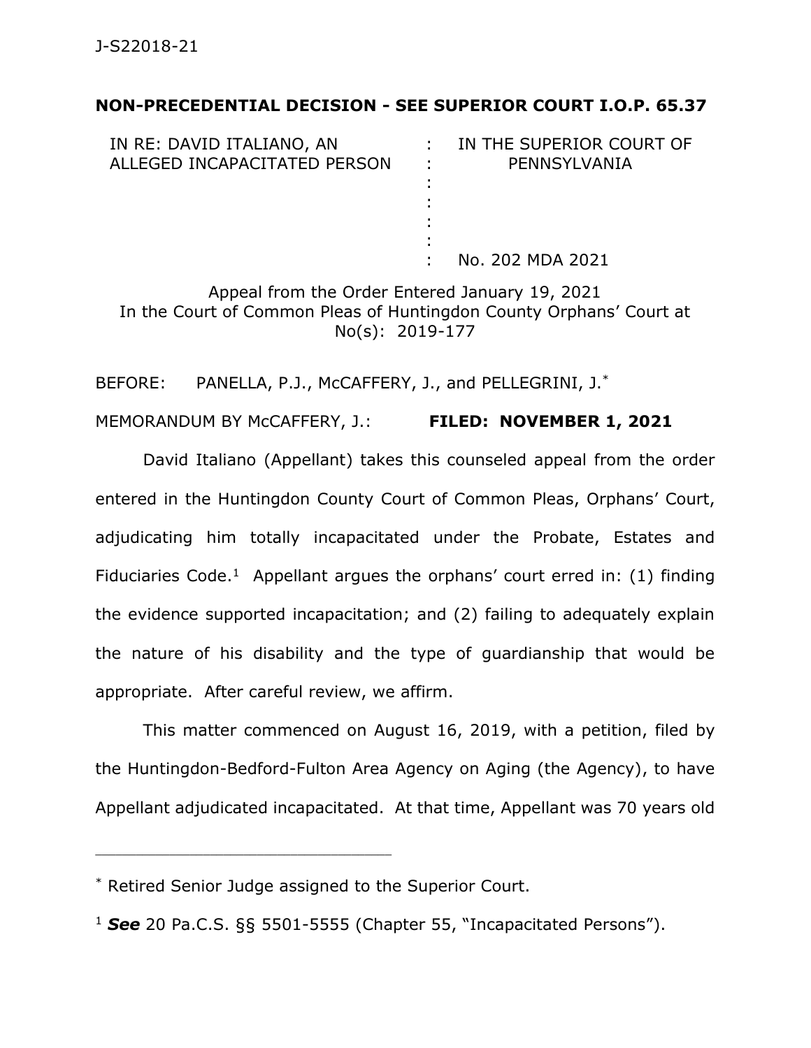J-S22018-21

**NON-PRECEDENTIAL DECISION - SEE SUPERIOR COURT I.O.P. 65.37**

| | | |
|---|---|---|
| IN RE: DAVID ITALIANO, AN ALLEGED INCAPACITATED PERSON | : | IN THE SUPERIOR COURT OF PENNSYLVANIA |
| | : | |
| | : | No. 202 MDA 2021 |

Appeal from the Order Entered January 19, 2021
In the Court of Common Pleas of Huntingdon County Orphans' Court at No(s): 2019-177

BEFORE: PANELLA, P.J., McCAFFERY, J., and PELLEGRINI, J.*

MEMORANDUM BY McCAFFERY, J.: **FILED: NOVEMBER 1, 2021**

David Italiano (Appellant) takes this counseled appeal from the order entered in the Huntingdon County Court of Common Pleas, Orphans' Court, adjudicating him totally incapacitated under the Probate, Estates and Fiduciaries Code.[1] Appellant argues the orphans' court erred in: (1) finding the evidence supported incapacitation; and (2) failing to adequately explain the nature of his disability and the type of guardianship that would be appropriate. After careful review, we affirm.

This matter commenced on August 16, 2019, with a petition, filed by the Huntingdon-Bedford-Fulton Area Agency on Aging (the Agency), to have Appellant adjudicated incapacitated. At that time, Appellant was 70 years old

---

\* Retired Senior Judge assigned to the Superior Court.

[1] ***See*** 20 Pa.C.S. §§ 5501-5555 (Chapter 55, "Incapacitated Persons").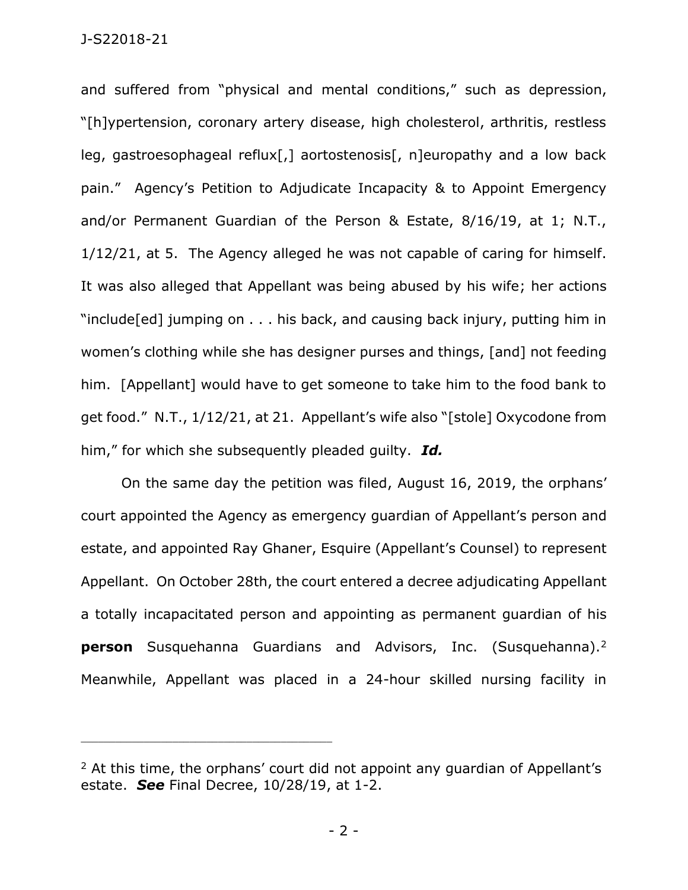and suffered from "physical and mental conditions," such as depression, "[h]ypertension, coronary artery disease, high cholesterol, arthritis, restless leg, gastroesophageal reflux[,] aortostenosis[, n]europathy and a low back pain." Agency's Petition to Adjudicate Incapacity & to Appoint Emergency and/or Permanent Guardian of the Person & Estate, 8/16/19, at 1; N.T., 1/12/21, at 5. The Agency alleged he was not capable of caring for himself. It was also alleged that Appellant was being abused by his wife; her actions "include[ed] jumping on . . . his back, and causing back injury, putting him in women's clothing while she has designer purses and things, [and] not feeding him. [Appellant] would have to get someone to take him to the food bank to get food." N.T., 1/12/21, at 21. Appellant's wife also "[stole] Oxycodone from him," for which she subsequently pleaded guilty. ***Id.***

On the same day the petition was filed, August 16, 2019, the orphans' court appointed the Agency as emergency guardian of Appellant's person and estate, and appointed Ray Ghaner, Esquire (Appellant's Counsel) to represent Appellant. On October 28th, the court entered a decree adjudicating Appellant a totally incapacitated person and appointing as permanent guardian of his **person** Susquehanna Guardians and Advisors, Inc. (Susquehanna).[2] Meanwhile, Appellant was placed in a 24-hour skilled nursing facility in

---

[2] At this time, the orphans' court did not appoint any guardian of Appellant's estate. ***See*** Final Decree, 10/28/19, at 1-2.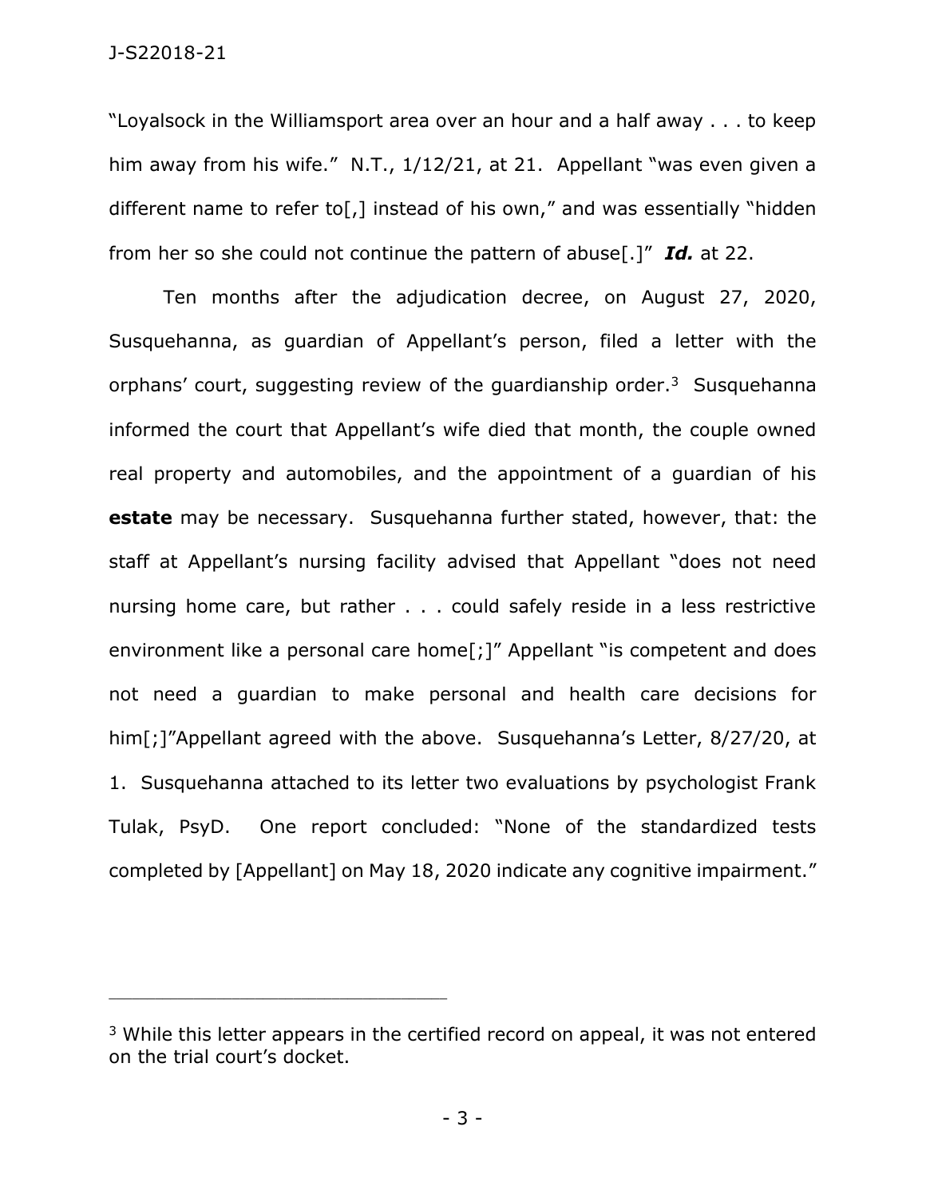"Loyalsock in the Williamsport area over an hour and a half away . . . to keep him away from his wife." N.T., 1/12/21, at 21. Appellant "was even given a different name to refer to[,] instead of his own," and was essentially "hidden from her so she could not continue the pattern of abuse[.]" ***Id.*** at 22.

Ten months after the adjudication decree, on August 27, 2020, Susquehanna, as guardian of Appellant's person, filed a letter with the orphans' court, suggesting review of the guardianship order.[3] Susquehanna informed the court that Appellant's wife died that month, the couple owned real property and automobiles, and the appointment of a guardian of his **estate** may be necessary. Susquehanna further stated, however, that: the staff at Appellant's nursing facility advised that Appellant "does not need nursing home care, but rather . . . could safely reside in a less restrictive environment like a personal care home[;]" Appellant "is competent and does not need a guardian to make personal and health care decisions for him[;]"Appellant agreed with the above. Susquehanna's Letter, 8/27/20, at 1. Susquehanna attached to its letter two evaluations by psychologist Frank Tulak, PsyD. One report concluded: "None of the standardized tests completed by [Appellant] on May 18, 2020 indicate any cognitive impairment."

---

[3] While this letter appears in the certified record on appeal, it was not entered on the trial court's docket.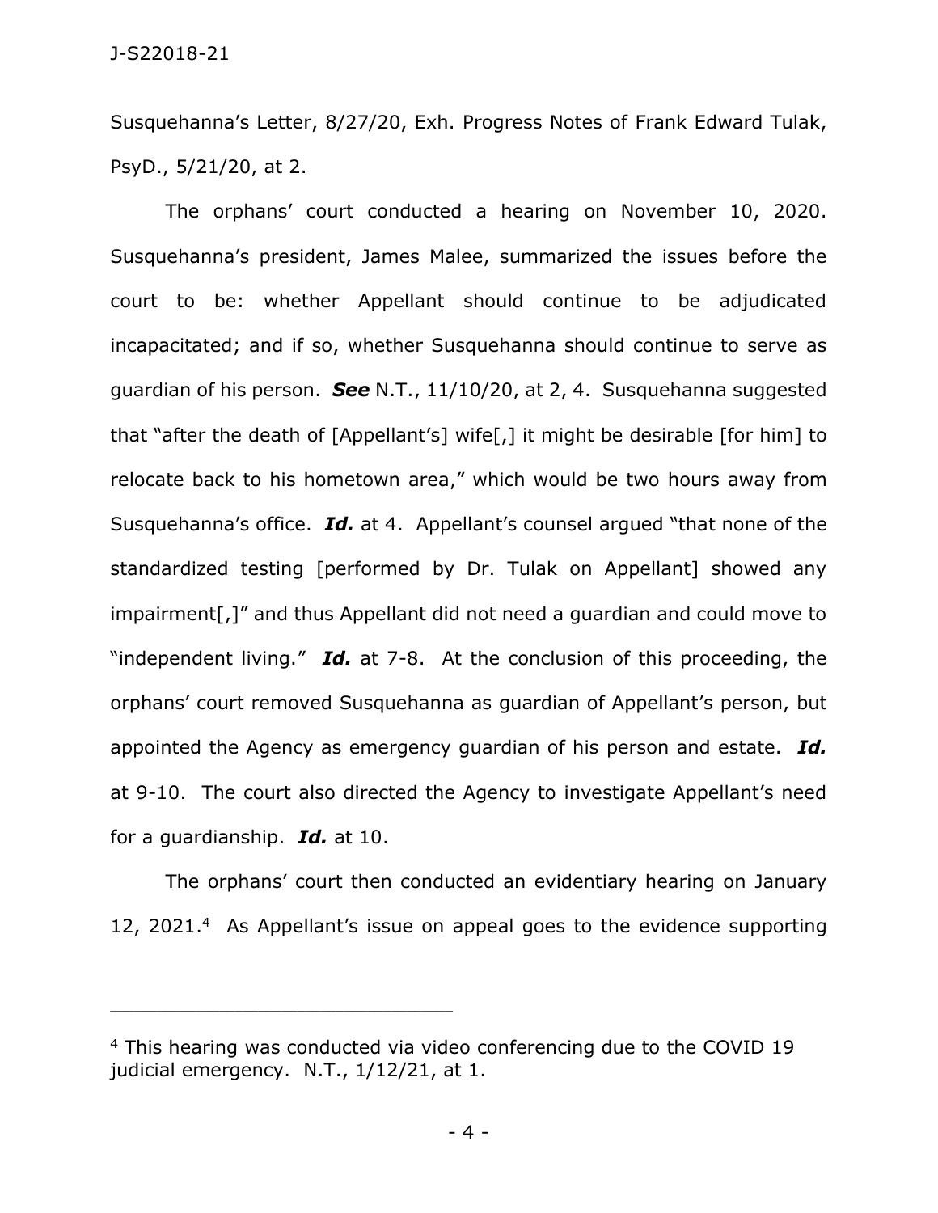Susquehanna's Letter, 8/27/20, Exh. Progress Notes of Frank Edward Tulak, PsyD., 5/21/20, at 2.

The orphans' court conducted a hearing on November 10, 2020. Susquehanna's president, James Malee, summarized the issues before the court to be: whether Appellant should continue to be adjudicated incapacitated; and if so, whether Susquehanna should continue to serve as guardian of his person. ***See*** N.T., 11/10/20, at 2, 4. Susquehanna suggested that "after the death of [Appellant's] wife[,] it might be desirable [for him] to relocate back to his hometown area," which would be two hours away from Susquehanna's office. ***Id.*** at 4. Appellant's counsel argued "that none of the standardized testing [performed by Dr. Tulak on Appellant] showed any impairment[,]" and thus Appellant did not need a guardian and could move to "independent living." ***Id.*** at 7-8. At the conclusion of this proceeding, the orphans' court removed Susquehanna as guardian of Appellant's person, but appointed the Agency as emergency guardian of his person and estate. ***Id.*** at 9-10. The court also directed the Agency to investigate Appellant's need for a guardianship. ***Id.*** at 10.

The orphans' court then conducted an evidentiary hearing on January 12, 2021.[4] As Appellant's issue on appeal goes to the evidence supporting

---

[4] This hearing was conducted via video conferencing due to the COVID 19 judicial emergency. N.T., 1/12/21, at 1.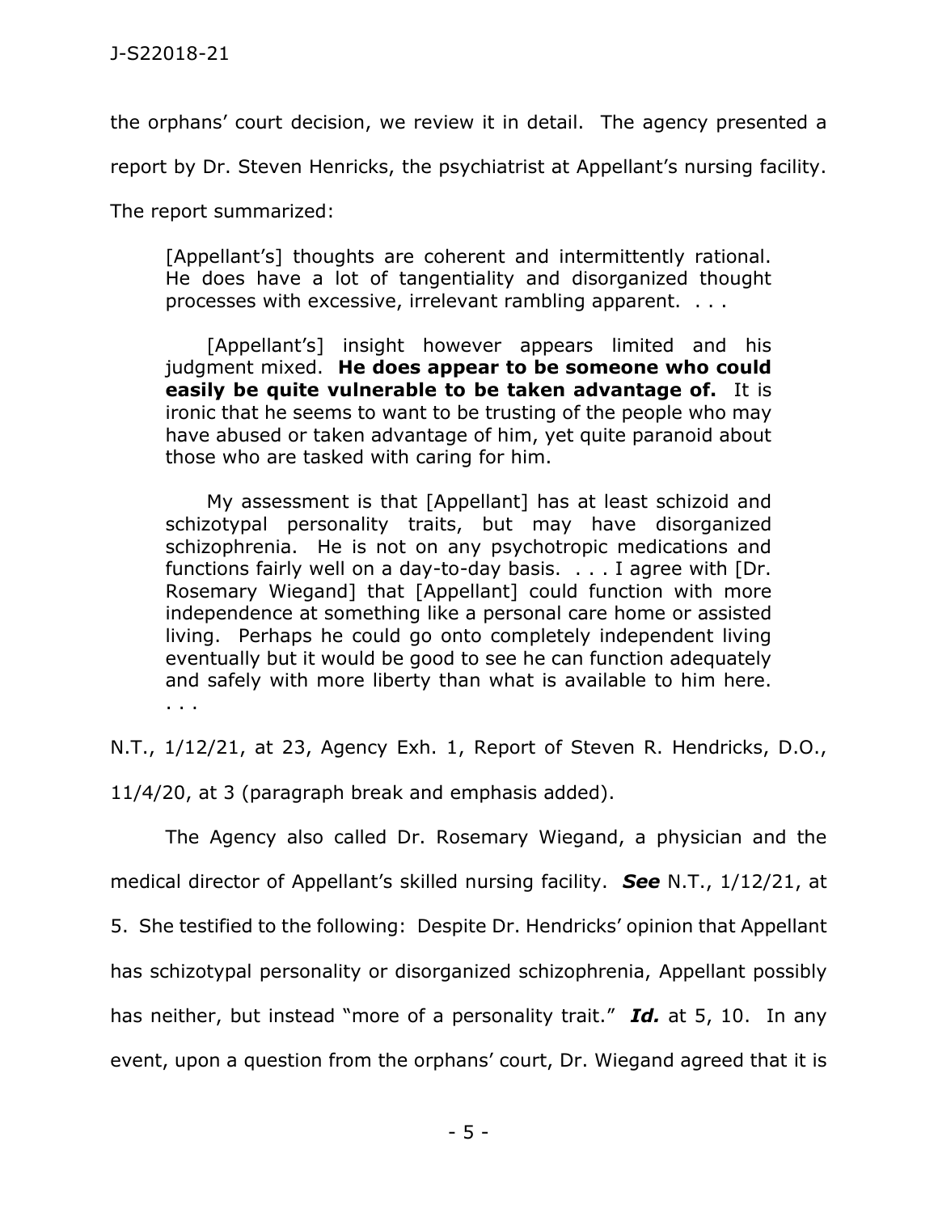the orphans' court decision, we review it in detail. The agency presented a report by Dr. Steven Henricks, the psychiatrist at Appellant's nursing facility. The report summarized:

> [Appellant's] thoughts are coherent and intermittently rational. He does have a lot of tangentiality and disorganized thought processes with excessive, irrelevant rambling apparent. . . .
>
> [Appellant's] insight however appears limited and his judgment mixed. **He does appear to be someone who could easily be quite vulnerable to be taken advantage of.** It is ironic that he seems to want to be trusting of the people who may have abused or taken advantage of him, yet quite paranoid about those who are tasked with caring for him.
>
> My assessment is that [Appellant] has at least schizoid and schizotypal personality traits, but may have disorganized schizophrenia. He is not on any psychotropic medications and functions fairly well on a day-to-day basis. . . . I agree with [Dr. Rosemary Wiegand] that [Appellant] could function with more independence at something like a personal care home or assisted living. Perhaps he could go onto completely independent living eventually but it would be good to see he can function adequately and safely with more liberty than what is available to him here. . . .

N.T., 1/12/21, at 23, Agency Exh. 1, Report of Steven R. Hendricks, D.O., 11/4/20, at 3 (paragraph break and emphasis added).

The Agency also called Dr. Rosemary Wiegand, a physician and the medical director of Appellant's skilled nursing facility. ***See*** N.T., 1/12/21, at 5. She testified to the following: Despite Dr. Hendricks' opinion that Appellant has schizotypal personality or disorganized schizophrenia, Appellant possibly has neither, but instead "more of a personality trait." ***Id.*** at 5, 10. In any event, upon a question from the orphans' court, Dr. Wiegand agreed that it is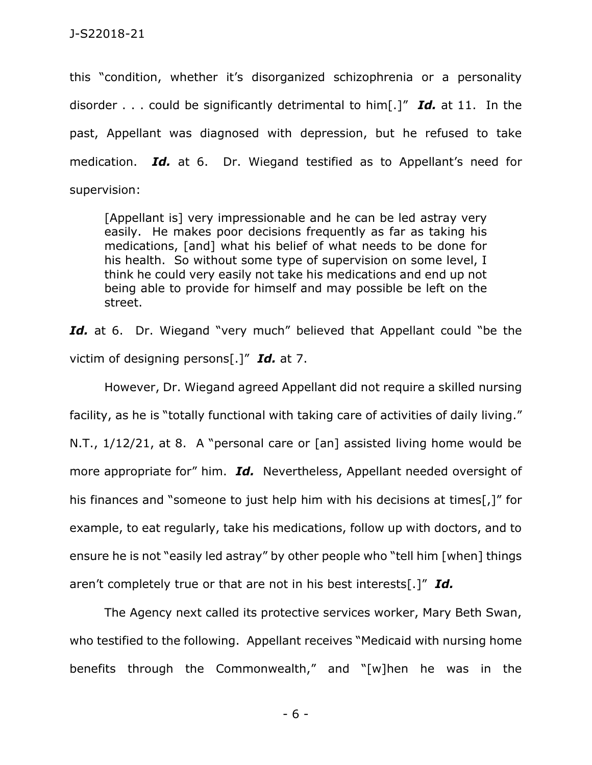this "condition, whether it's disorganized schizophrenia or a personality disorder . . . could be significantly detrimental to him[.]" ***Id.*** at 11. In the past, Appellant was diagnosed with depression, but he refused to take medication. ***Id.*** at 6. Dr. Wiegand testified as to Appellant's need for supervision:

> [Appellant is] very impressionable and he can be led astray very easily. He makes poor decisions frequently as far as taking his medications, [and] what his belief of what needs to be done for his health. So without some type of supervision on some level, I think he could very easily not take his medications and end up not being able to provide for himself and may possible be left on the street.

***Id.*** at 6. Dr. Wiegand "very much" believed that Appellant could "be the victim of designing persons[.]" ***Id.*** at 7.

However, Dr. Wiegand agreed Appellant did not require a skilled nursing facility, as he is "totally functional with taking care of activities of daily living." N.T., 1/12/21, at 8. A "personal care or [an] assisted living home would be more appropriate for" him. ***Id.*** Nevertheless, Appellant needed oversight of his finances and "someone to just help him with his decisions at times[,]" for example, to eat regularly, take his medications, follow up with doctors, and to ensure he is not "easily led astray" by other people who "tell him [when] things aren't completely true or that are not in his best interests[.]" ***Id.***

The Agency next called its protective services worker, Mary Beth Swan, who testified to the following. Appellant receives "Medicaid with nursing home benefits through the Commonwealth," and "[w]hen he was in the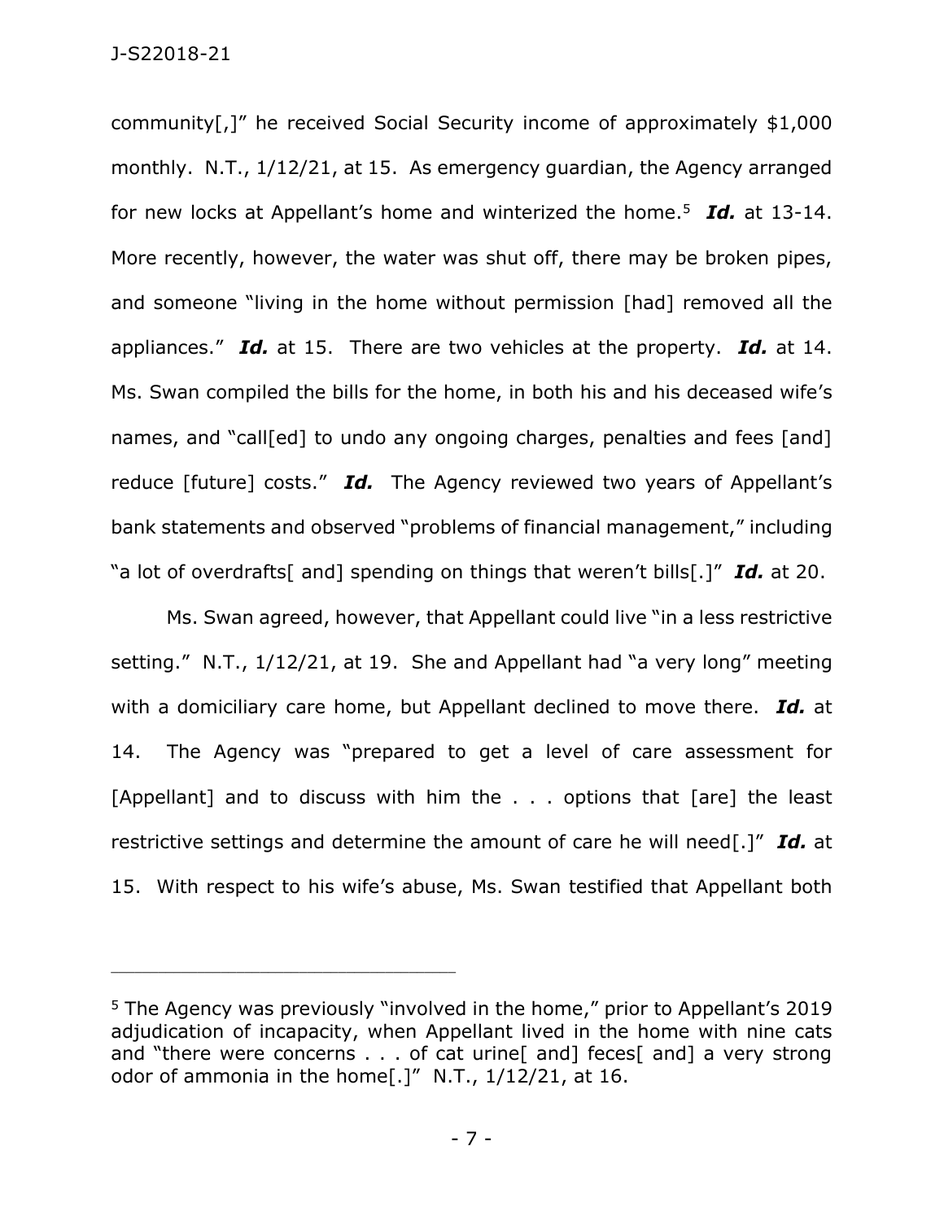community[,]" he received Social Security income of approximately $1,000 monthly. N.T., 1/12/21, at 15. As emergency guardian, the Agency arranged for new locks at Appellant's home and winterized the home.[5] ***Id.*** at 13-14. More recently, however, the water was shut off, there may be broken pipes, and someone "living in the home without permission [had] removed all the appliances." ***Id.*** at 15. There are two vehicles at the property. ***Id.*** at 14. Ms. Swan compiled the bills for the home, in both his and his deceased wife's names, and "call[ed] to undo any ongoing charges, penalties and fees [and] reduce [future] costs." ***Id.*** The Agency reviewed two years of Appellant's bank statements and observed "problems of financial management," including "a lot of overdrafts[ and] spending on things that weren't bills[.]" ***Id.*** at 20.

Ms. Swan agreed, however, that Appellant could live "in a less restrictive setting." N.T., 1/12/21, at 19. She and Appellant had "a very long" meeting with a domiciliary care home, but Appellant declined to move there. ***Id.*** at 14. The Agency was "prepared to get a level of care assessment for [Appellant] and to discuss with him the . . . options that [are] the least restrictive settings and determine the amount of care he will need[.]" ***Id.*** at 15. With respect to his wife's abuse, Ms. Swan testified that Appellant both

---

[5] The Agency was previously "involved in the home," prior to Appellant's 2019 adjudication of incapacity, when Appellant lived in the home with nine cats and "there were concerns . . . of cat urine[ and] feces[ and] a very strong odor of ammonia in the home[.]" N.T., 1/12/21, at 16.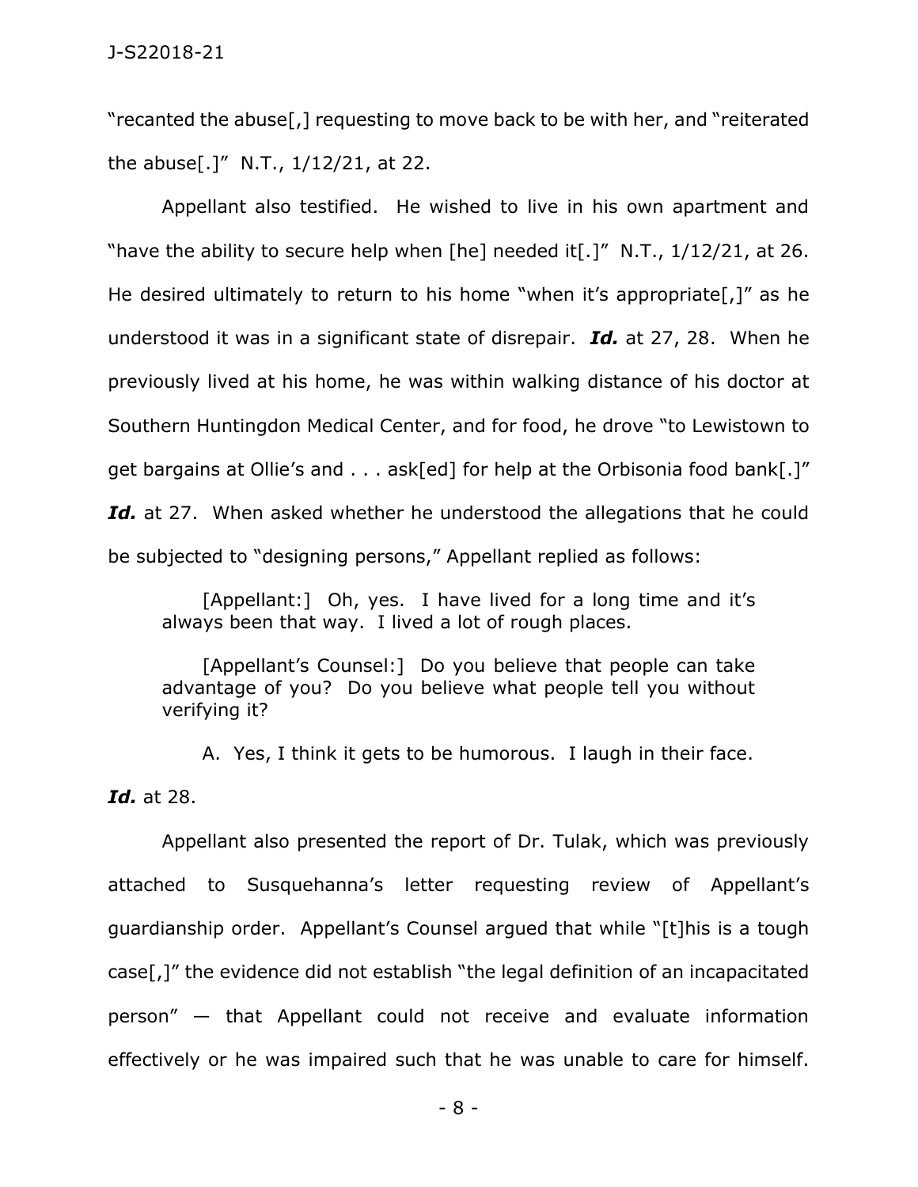"recanted the abuse[,] requesting to move back to be with her, and "reiterated the abuse[.]" N.T., 1/12/21, at 22.

Appellant also testified. He wished to live in his own apartment and "have the ability to secure help when [he] needed it[.]" N.T., 1/12/21, at 26. He desired ultimately to return to his home "when it's appropriate[,]" as he understood it was in a significant state of disrepair. ***Id.*** at 27, 28. When he previously lived at his home, he was within walking distance of his doctor at Southern Huntingdon Medical Center, and for food, he drove "to Lewistown to get bargains at Ollie's and . . . ask[ed] for help at the Orbisonia food bank[.]" ***Id.*** at 27. When asked whether he understood the allegations that he could be subjected to "designing persons," Appellant replied as follows:

> [Appellant:] Oh, yes. I have lived for a long time and it's always been that way. I lived a lot of rough places.
>
> [Appellant's Counsel:] Do you believe that people can take advantage of you? Do you believe what people tell you without verifying it?
>
> A. Yes, I think it gets to be humorous. I laugh in their face.

***Id.*** at 28.

Appellant also presented the report of Dr. Tulak, which was previously attached to Susquehanna's letter requesting review of Appellant's guardianship order. Appellant's Counsel argued that while "[t]his is a tough case[,]" the evidence did not establish "the legal definition of an incapacitated person" — that Appellant could not receive and evaluate information effectively or he was impaired such that he was unable to care for himself.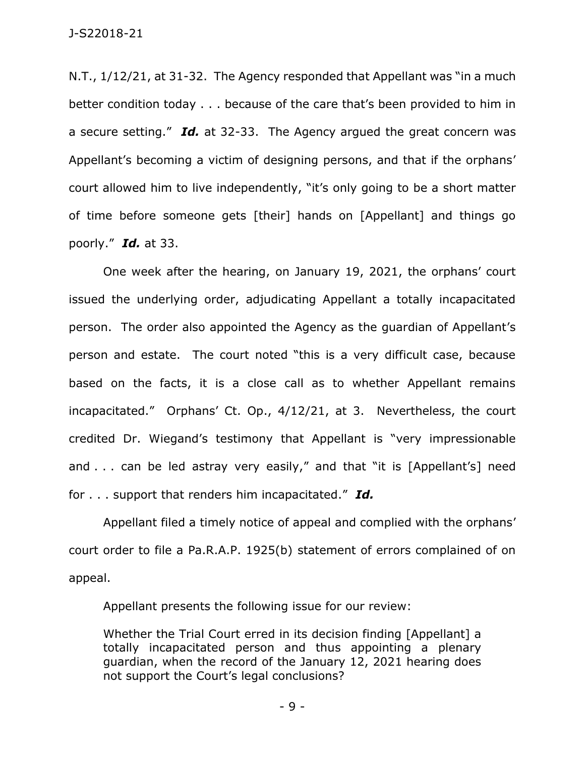N.T., 1/12/21, at 31-32. The Agency responded that Appellant was "in a much better condition today . . . because of the care that's been provided to him in a secure setting." ***Id.*** at 32-33. The Agency argued the great concern was Appellant's becoming a victim of designing persons, and that if the orphans' court allowed him to live independently, "it's only going to be a short matter of time before someone gets [their] hands on [Appellant] and things go poorly." ***Id.*** at 33.

One week after the hearing, on January 19, 2021, the orphans' court issued the underlying order, adjudicating Appellant a totally incapacitated person. The order also appointed the Agency as the guardian of Appellant's person and estate. The court noted "this is a very difficult case, because based on the facts, it is a close call as to whether Appellant remains incapacitated." Orphans' Ct. Op., 4/12/21, at 3. Nevertheless, the court credited Dr. Wiegand's testimony that Appellant is "very impressionable and . . . can be led astray very easily," and that "it is [Appellant's] need for . . . support that renders him incapacitated." ***Id.***

Appellant filed a timely notice of appeal and complied with the orphans' court order to file a Pa.R.A.P. 1925(b) statement of errors complained of on appeal.

Appellant presents the following issue for our review:

> Whether the Trial Court erred in its decision finding [Appellant] a totally incapacitated person and thus appointing a plenary guardian, when the record of the January 12, 2021 hearing does not support the Court's legal conclusions?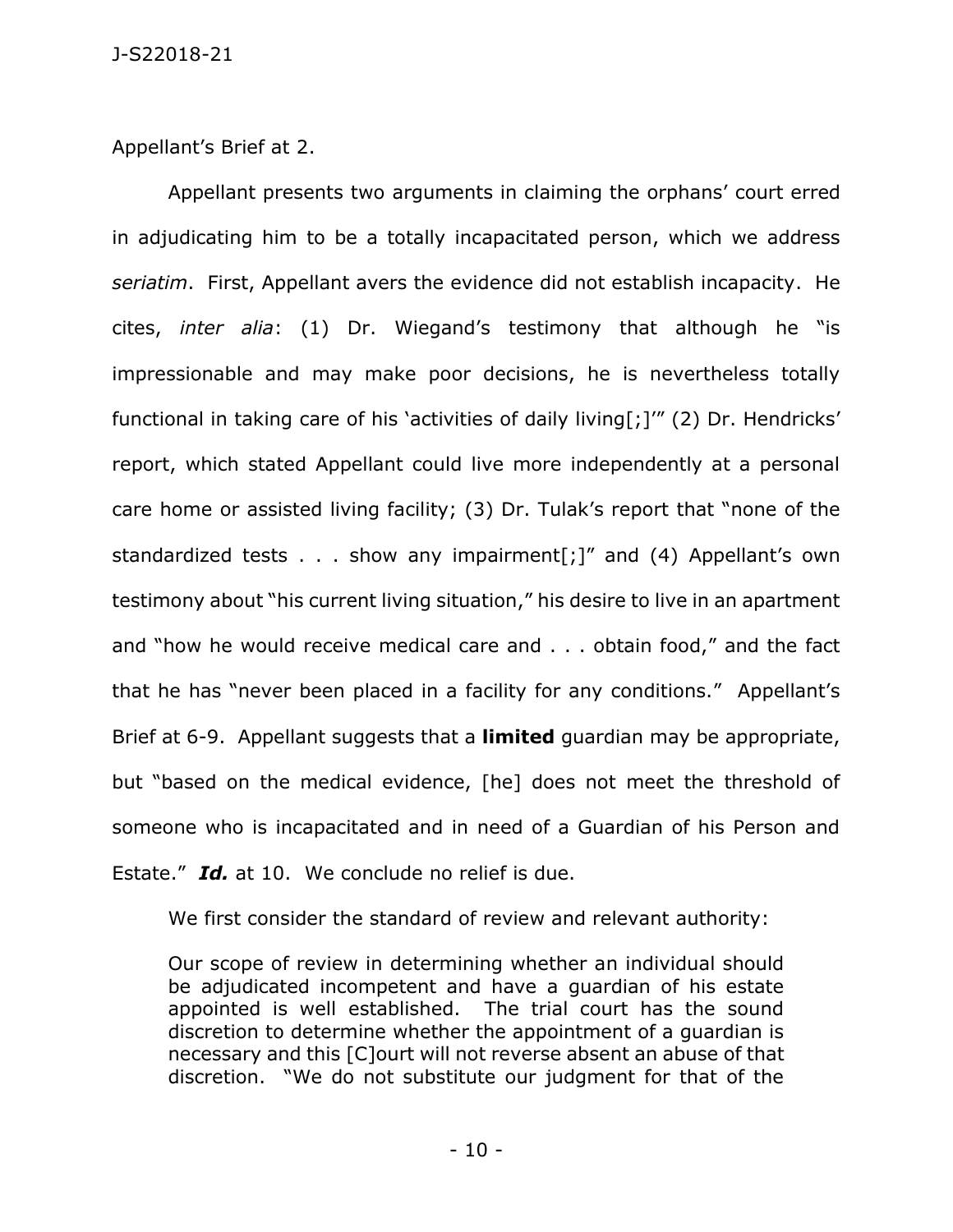Appellant's Brief at 2.

Appellant presents two arguments in claiming the orphans' court erred in adjudicating him to be a totally incapacitated person, which we address *seriatim*. First, Appellant avers the evidence did not establish incapacity. He cites, *inter alia*: (1) Dr. Wiegand's testimony that although he "is impressionable and may make poor decisions, he is nevertheless totally functional in taking care of his 'activities of daily living[;]'" (2) Dr. Hendricks' report, which stated Appellant could live more independently at a personal care home or assisted living facility; (3) Dr. Tulak's report that "none of the standardized tests . . . show any impairment[;]" and (4) Appellant's own testimony about "his current living situation," his desire to live in an apartment and "how he would receive medical care and . . . obtain food," and the fact that he has "never been placed in a facility for any conditions." Appellant's Brief at 6-9. Appellant suggests that a **limited** guardian may be appropriate, but "based on the medical evidence, [he] does not meet the threshold of someone who is incapacitated and in need of a Guardian of his Person and Estate." ***Id.*** at 10. We conclude no relief is due.

We first consider the standard of review and relevant authority:

> Our scope of review in determining whether an individual should be adjudicated incompetent and have a guardian of his estate appointed is well established. The trial court has the sound discretion to determine whether the appointment of a guardian is necessary and this [C]ourt will not reverse absent an abuse of that discretion. "We do not substitute our judgment for that of the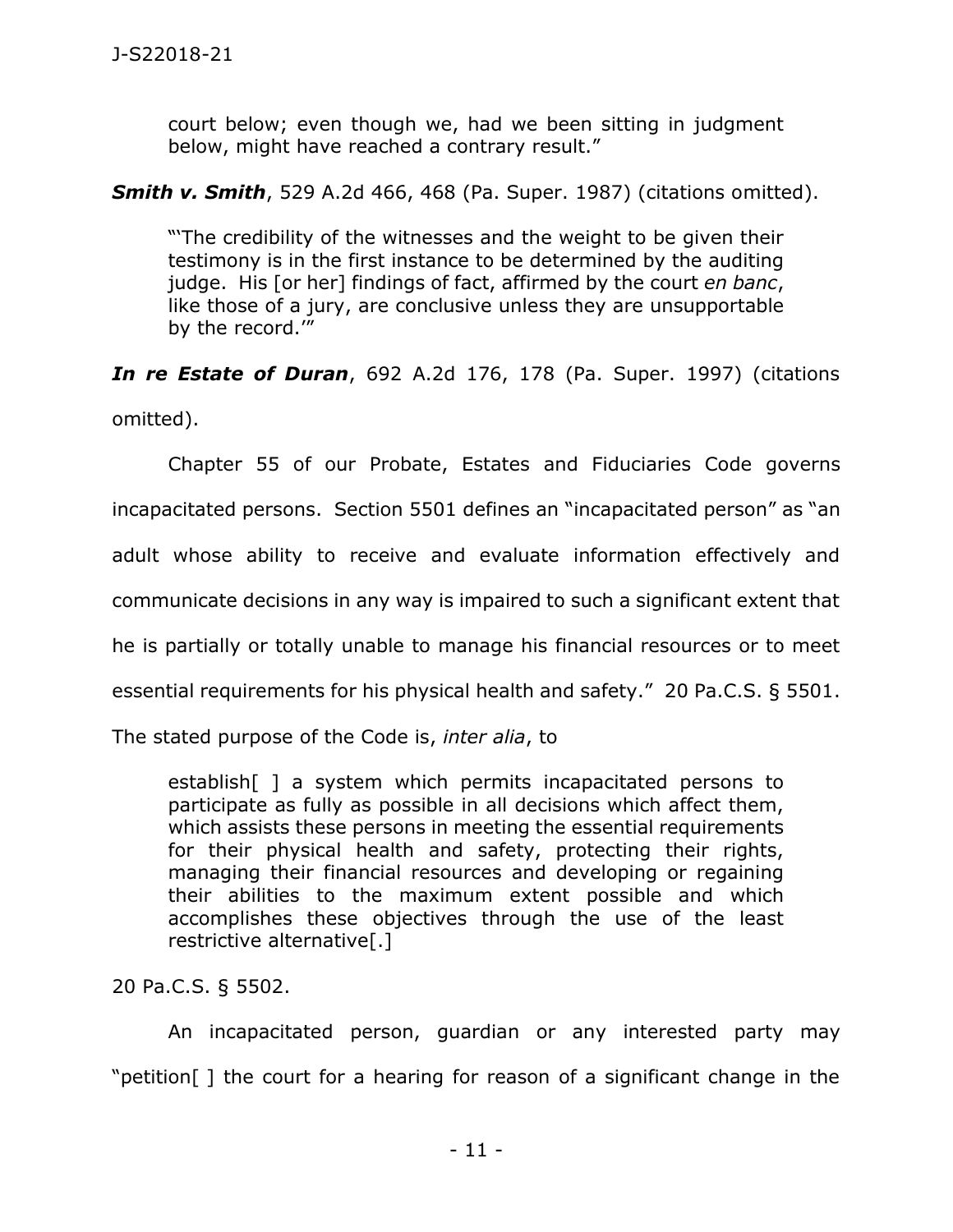> court below; even though we, had we been sitting in judgment below, might have reached a contrary result."

***Smith v. Smith***, 529 A.2d 466, 468 (Pa. Super. 1987) (citations omitted).

> "'The credibility of the witnesses and the weight to be given their testimony is in the first instance to be determined by the auditing judge. His [or her] findings of fact, affirmed by the court *en banc*, like those of a jury, are conclusive unless they are unsupportable by the record.'"

***In re Estate of Duran***, 692 A.2d 176, 178 (Pa. Super. 1997) (citations omitted).

Chapter 55 of our Probate, Estates and Fiduciaries Code governs incapacitated persons. Section 5501 defines an "incapacitated person" as "an adult whose ability to receive and evaluate information effectively and communicate decisions in any way is impaired to such a significant extent that he is partially or totally unable to manage his financial resources or to meet essential requirements for his physical health and safety." 20 Pa.C.S. § 5501. The stated purpose of the Code is, *inter alia*, to

> establish[ ] a system which permits incapacitated persons to participate as fully as possible in all decisions which affect them, which assists these persons in meeting the essential requirements for their physical health and safety, protecting their rights, managing their financial resources and developing or regaining their abilities to the maximum extent possible and which accomplishes these objectives through the use of the least restrictive alternative[.]

20 Pa.C.S. § 5502.

An incapacitated person, guardian or any interested party may "petition[ ] the court for a hearing for reason of a significant change in the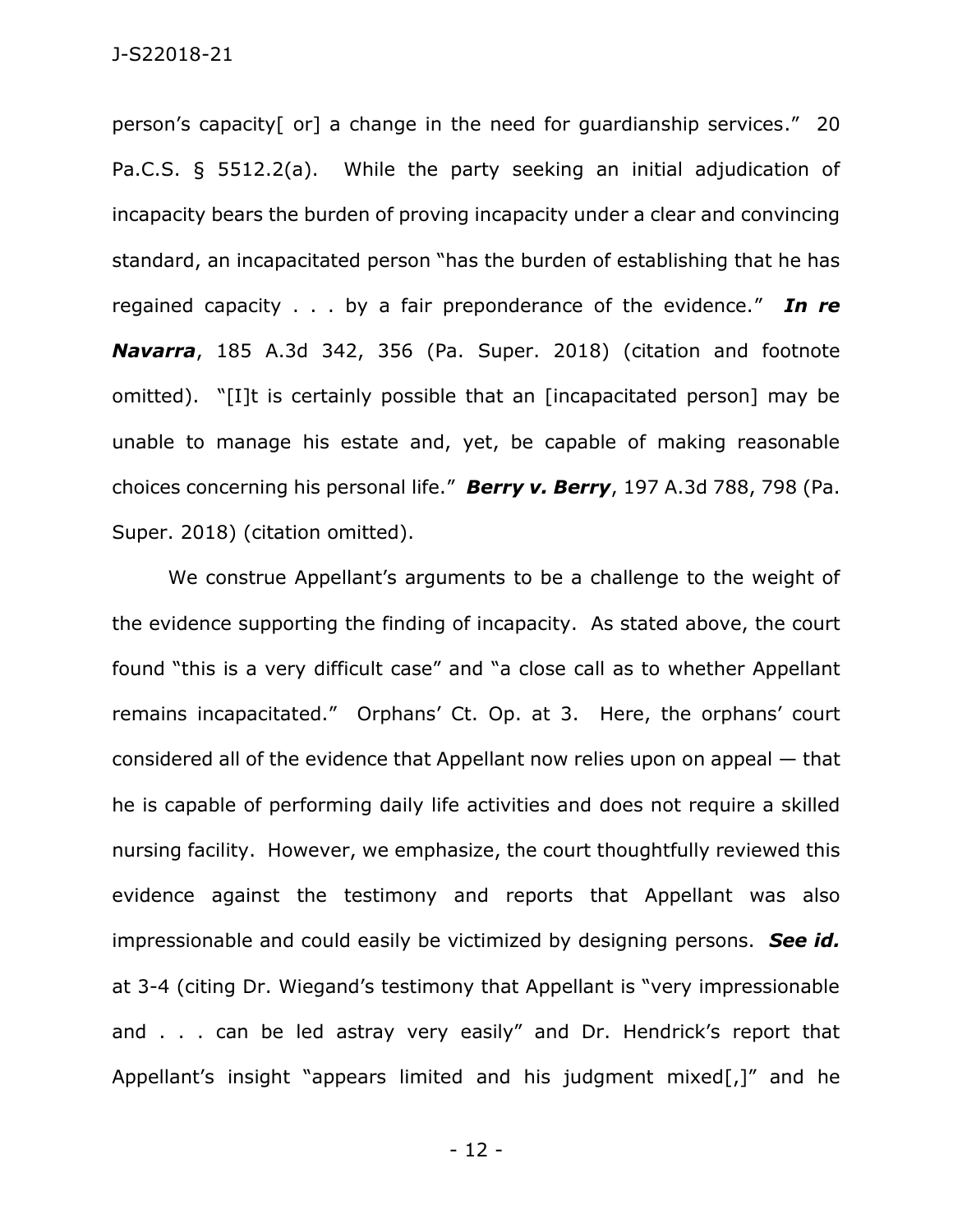person's capacity[ or] a change in the need for guardianship services." 20 Pa.C.S. § 5512.2(a). While the party seeking an initial adjudication of incapacity bears the burden of proving incapacity under a clear and convincing standard, an incapacitated person "has the burden of establishing that he has regained capacity . . . by a fair preponderance of the evidence." ***In re Navarra***, 185 A.3d 342, 356 (Pa. Super. 2018) (citation and footnote omitted). "[I]t is certainly possible that an [incapacitated person] may be unable to manage his estate and, yet, be capable of making reasonable choices concerning his personal life." ***Berry v. Berry***, 197 A.3d 788, 798 (Pa. Super. 2018) (citation omitted).

We construe Appellant's arguments to be a challenge to the weight of the evidence supporting the finding of incapacity. As stated above, the court found "this is a very difficult case" and "a close call as to whether Appellant remains incapacitated." Orphans' Ct. Op. at 3. Here, the orphans' court considered all of the evidence that Appellant now relies upon on appeal — that he is capable of performing daily life activities and does not require a skilled nursing facility. However, we emphasize, the court thoughtfully reviewed this evidence against the testimony and reports that Appellant was also impressionable and could easily be victimized by designing persons. ***See id.*** at 3-4 (citing Dr. Wiegand's testimony that Appellant is "very impressionable and . . . can be led astray very easily" and Dr. Hendrick's report that Appellant's insight "appears limited and his judgment mixed[,]" and he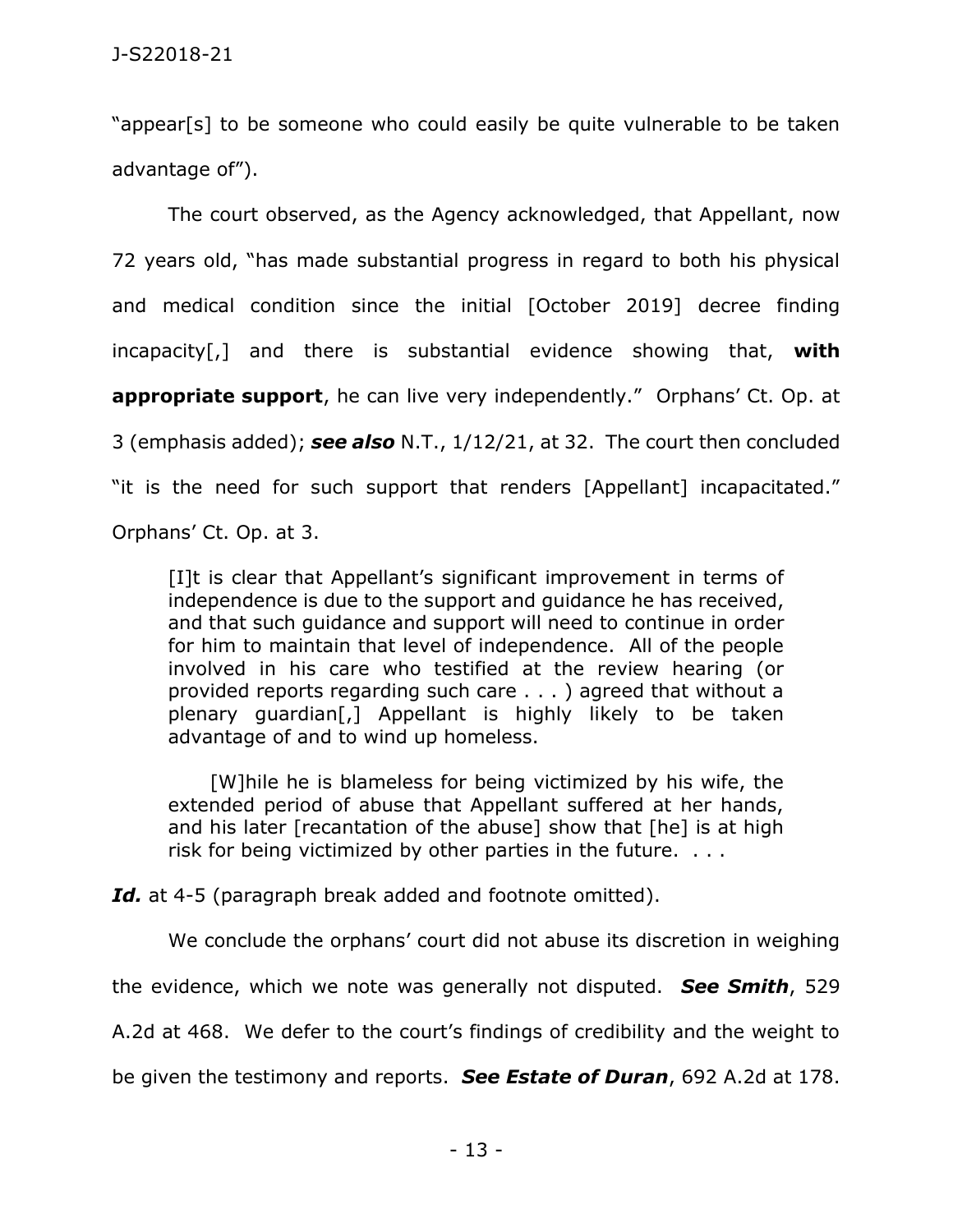"appear[s] to be someone who could easily be quite vulnerable to be taken advantage of").

The court observed, as the Agency acknowledged, that Appellant, now 72 years old, "has made substantial progress in regard to both his physical and medical condition since the initial [October 2019] decree finding incapacity[,] and there is substantial evidence showing that, **with appropriate support**, he can live very independently." Orphans' Ct. Op. at 3 (emphasis added); ***see also*** N.T., 1/12/21, at 32. The court then concluded "it is the need for such support that renders [Appellant] incapacitated." Orphans' Ct. Op. at 3.

> [I]t is clear that Appellant's significant improvement in terms of independence is due to the support and guidance he has received, and that such guidance and support will need to continue in order for him to maintain that level of independence. All of the people involved in his care who testified at the review hearing (or provided reports regarding such care . . . ) agreed that without a plenary guardian[,] Appellant is highly likely to be taken advantage of and to wind up homeless.
>
> [W]hile he is blameless for being victimized by his wife, the extended period of abuse that Appellant suffered at her hands, and his later [recantation of the abuse] show that [he] is at high risk for being victimized by other parties in the future. . . .

***Id.*** at 4-5 (paragraph break added and footnote omitted).

We conclude the orphans' court did not abuse its discretion in weighing the evidence, which we note was generally not disputed. ***See Smith***, 529 A.2d at 468. We defer to the court's findings of credibility and the weight to be given the testimony and reports. ***See Estate of Duran***, 692 A.2d at 178.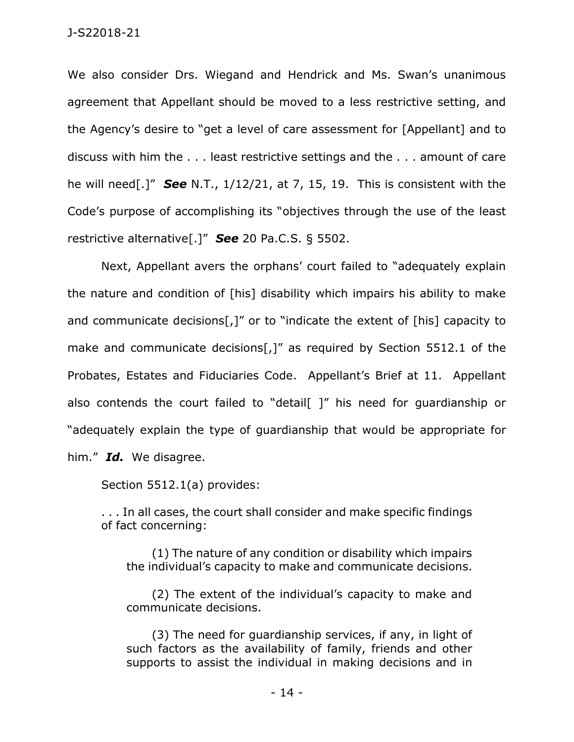We also consider Drs. Wiegand and Hendrick and Ms. Swan's unanimous agreement that Appellant should be moved to a less restrictive setting, and the Agency's desire to "get a level of care assessment for [Appellant] and to discuss with him the . . . least restrictive settings and the . . . amount of care he will need[.]" ***See*** N.T., 1/12/21, at 7, 15, 19. This is consistent with the Code's purpose of accomplishing its "objectives through the use of the least restrictive alternative[.]" ***See*** 20 Pa.C.S. § 5502.

Next, Appellant avers the orphans' court failed to "adequately explain the nature and condition of [his] disability which impairs his ability to make and communicate decisions[,]" or to "indicate the extent of [his] capacity to make and communicate decisions[,]" as required by Section 5512.1 of the Probates, Estates and Fiduciaries Code. Appellant's Brief at 11. Appellant also contends the court failed to "detail[ ]" his need for guardianship or "adequately explain the type of guardianship that would be appropriate for him." ***Id.*** We disagree.

Section 5512.1(a) provides:

> . . . In all cases, the court shall consider and make specific findings of fact concerning:
>
> (1) The nature of any condition or disability which impairs the individual's capacity to make and communicate decisions.
>
> (2) The extent of the individual's capacity to make and communicate decisions.
>
> (3) The need for guardianship services, if any, in light of such factors as the availability of family, friends and other supports to assist the individual in making decisions and in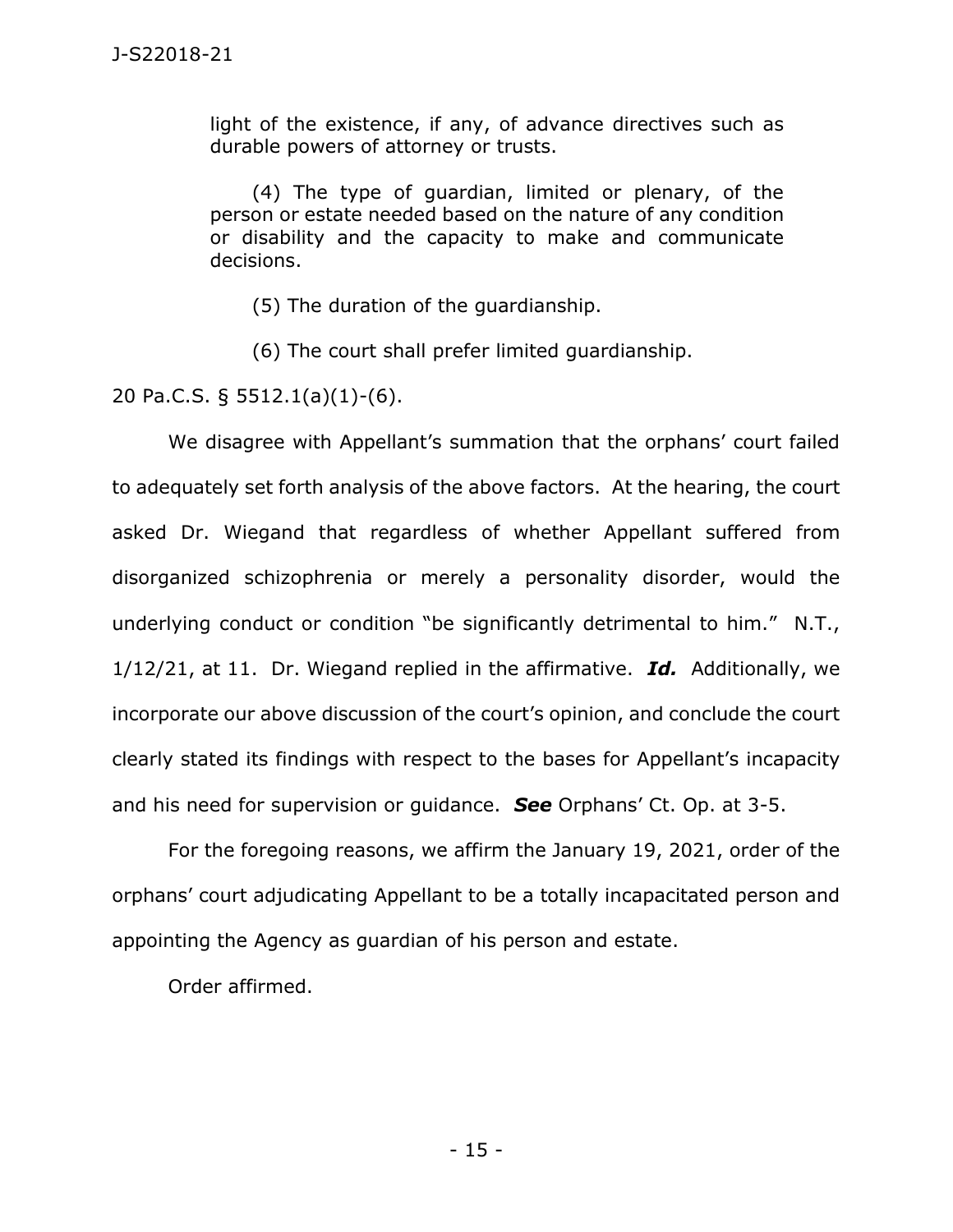> light of the existence, if any, of advance directives such as durable powers of attorney or trusts.
>
> (4) The type of guardian, limited or plenary, of the person or estate needed based on the nature of any condition or disability and the capacity to make and communicate decisions.
>
> (5) The duration of the guardianship.
>
> (6) The court shall prefer limited guardianship.

20 Pa.C.S. § 5512.1(a)(1)-(6).

We disagree with Appellant's summation that the orphans' court failed to adequately set forth analysis of the above factors. At the hearing, the court asked Dr. Wiegand that regardless of whether Appellant suffered from disorganized schizophrenia or merely a personality disorder, would the underlying conduct or condition "be significantly detrimental to him." N.T., 1/12/21, at 11. Dr. Wiegand replied in the affirmative. ***Id.*** Additionally, we incorporate our above discussion of the court's opinion, and conclude the court clearly stated its findings with respect to the bases for Appellant's incapacity and his need for supervision or guidance. ***See*** Orphans' Ct. Op. at 3-5.

For the foregoing reasons, we affirm the January 19, 2021, order of the orphans' court adjudicating Appellant to be a totally incapacitated person and appointing the Agency as guardian of his person and estate.

Order affirmed.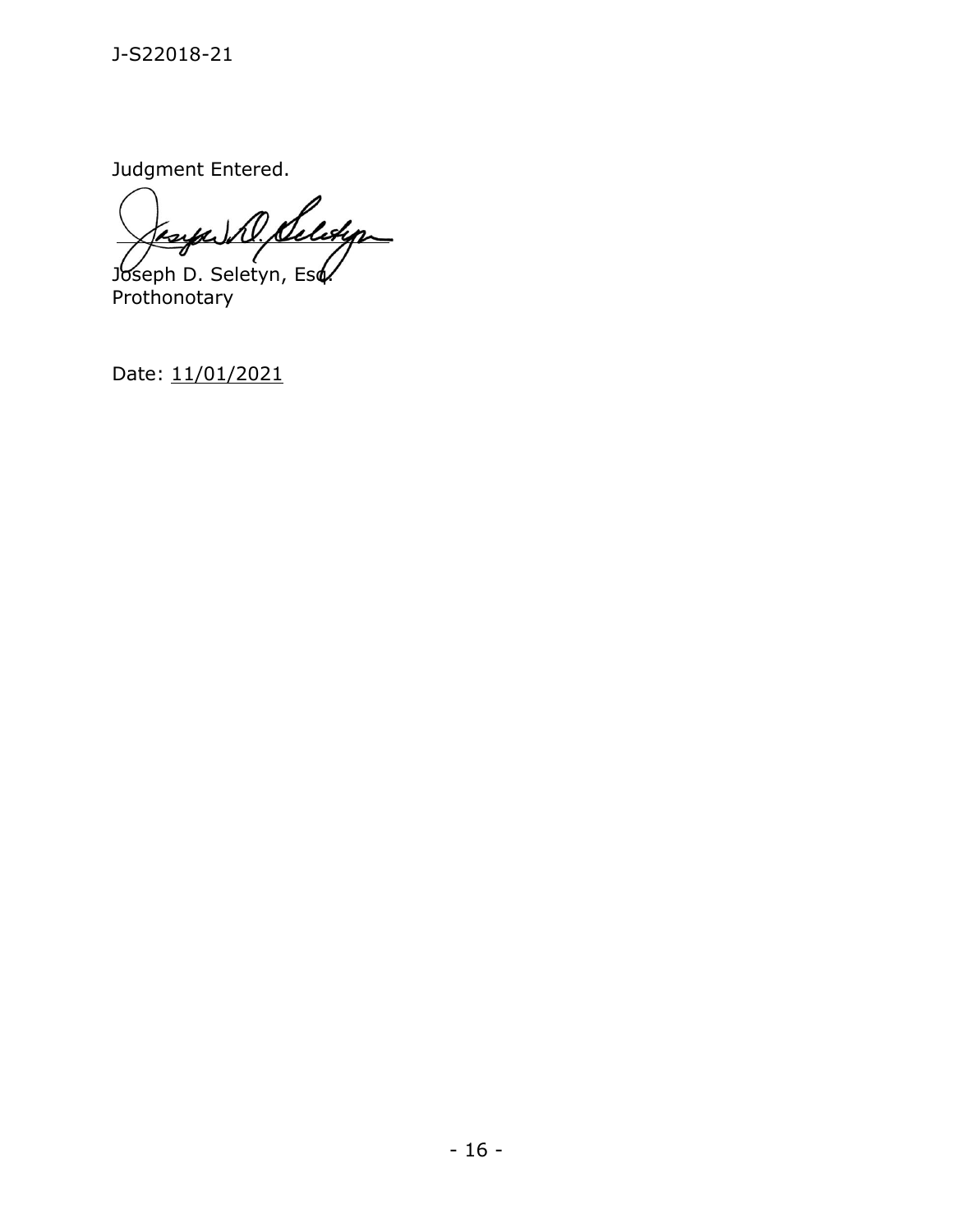Judgment Entered.

Joseph D. Seletyn, Esq.
Prothonotary

Date: 11/01/2021